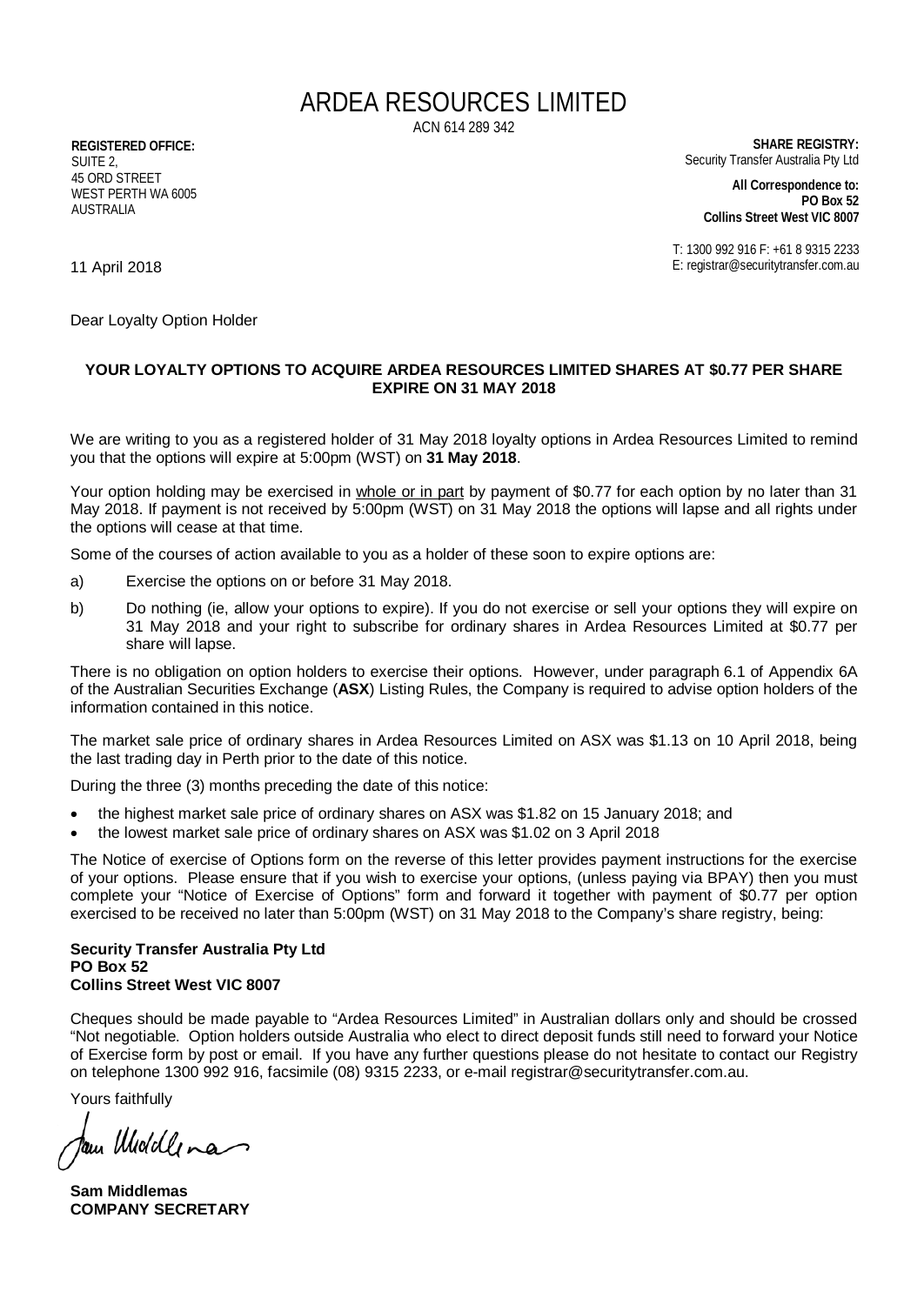# ARDEA RESOURCES LIMITED

ACN 614 289 342

**REGISTERED OFFICE:**
SUITE 2,
45 ORD STREET
WEST PERTH WA 6005
AUSTRALIA

**SHARE REGISTRY:**
Security Transfer Australia Pty Ltd

**All Correspondence to:**
**PO Box 52**
**Collins Street West VIC 8007**

T: 1300 992 916 F: +61 8 9315 2233
E: registrar@securitytransfer.com.au

11 April 2018

Dear Loyalty Option Holder

**YOUR LOYALTY OPTIONS TO ACQUIRE ARDEA RESOURCES LIMITED SHARES AT $0.77 PER SHARE EXPIRE ON 31 MAY 2018**

We are writing to you as a registered holder of 31 May 2018 loyalty options in Ardea Resources Limited to remind you that the options will expire at 5:00pm (WST) on **31 May 2018**.

Your option holding may be exercised in whole or in part by payment of $0.77 for each option by no later than 31 May 2018. If payment is not received by 5:00pm (WST) on 31 May 2018 the options will lapse and all rights under the options will cease at that time.

Some of the courses of action available to you as a holder of these soon to expire options are:

a) Exercise the options on or before 31 May 2018.

b) Do nothing (ie, allow your options to expire). If you do not exercise or sell your options they will expire on 31 May 2018 and your right to subscribe for ordinary shares in Ardea Resources Limited at $0.77 per share will lapse.

There is no obligation on option holders to exercise their options. However, under paragraph 6.1 of Appendix 6A of the Australian Securities Exchange (**ASX**) Listing Rules, the Company is required to advise option holders of the information contained in this notice.

The market sale price of ordinary shares in Ardea Resources Limited on ASX was $1.13 on 10 April 2018, being the last trading day in Perth prior to the date of this notice.

During the three (3) months preceding the date of this notice:

- the highest market sale price of ordinary shares on ASX was $1.82 on 15 January 2018; and
- the lowest market sale price of ordinary shares on ASX was $1.02 on 3 April 2018

The Notice of exercise of Options form on the reverse of this letter provides payment instructions for the exercise of your options. Please ensure that if you wish to exercise your options, (unless paying via BPAY) then you must complete your "Notice of Exercise of Options" form and forward it together with payment of $0.77 per option exercised to be received no later than 5:00pm (WST) on 31 May 2018 to the Company's share registry, being:

**Security Transfer Australia Pty Ltd**
**PO Box 52**
**Collins Street West VIC 8007**

Cheques should be made payable to "Ardea Resources Limited" in Australian dollars only and should be crossed "Not negotiable. Option holders outside Australia who elect to direct deposit funds still need to forward your Notice of Exercise form by post or email. If you have any further questions please do not hesitate to contact our Registry on telephone 1300 992 916, facsimile (08) 9315 2233, or e-mail registrar@securitytransfer.com.au.

Yours faithfully

**Sam Middlemas**
**COMPANY SECRETARY**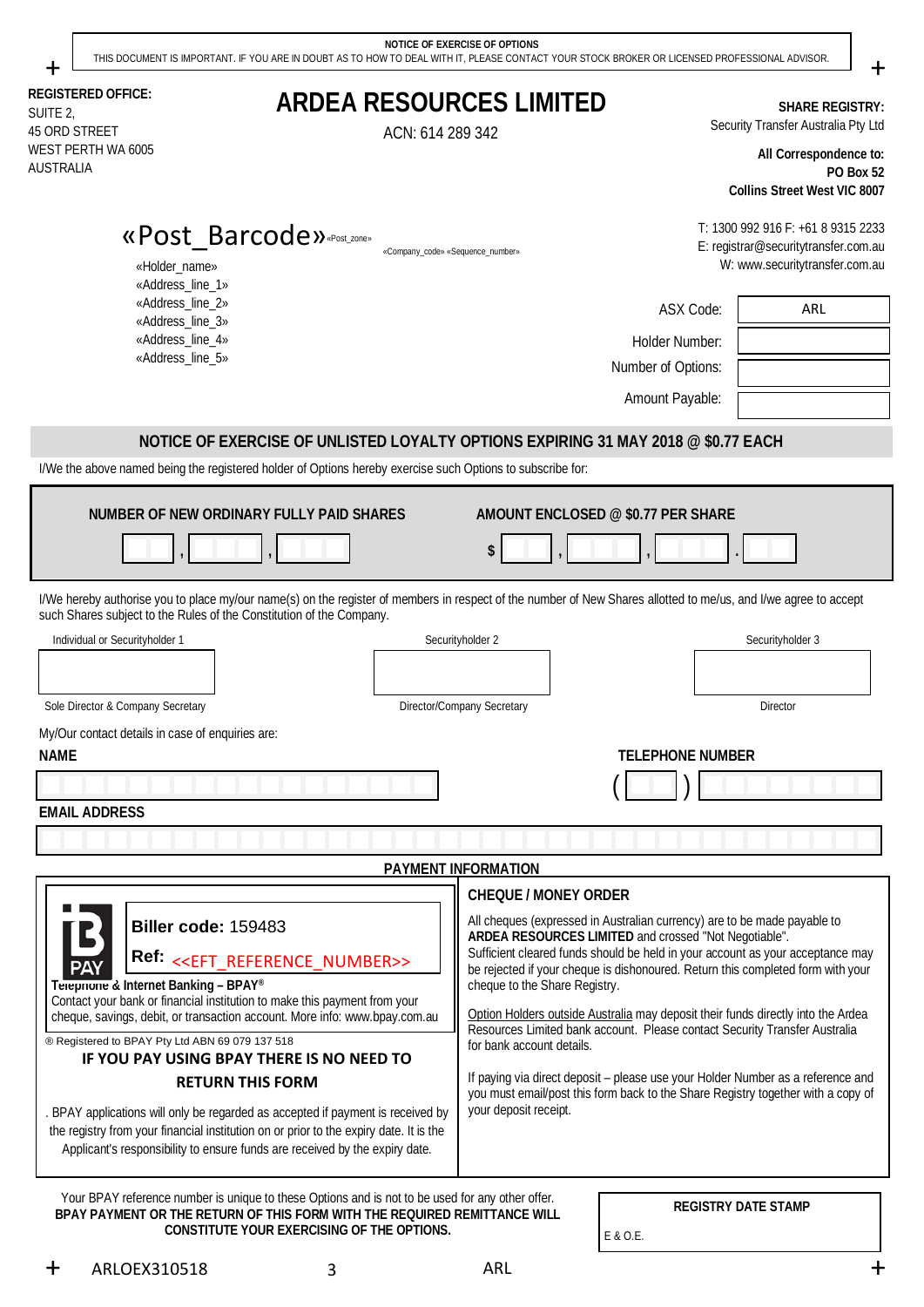**NOTICE OF EXERCISE OF OPTIONS**
THIS DOCUMENT IS IMPORTANT. IF YOU ARE IN DOUBT AS TO HOW TO DEAL WITH IT, PLEASE CONTACT YOUR STOCK BROKER OR LICENSED PROFESSIONAL ADVISOR.

**REGISTERED OFFICE:**
SUITE 2,
45 ORD STREET
WEST PERTH WA 6005
AUSTRALIA

# ARDEA RESOURCES LIMITED

ACN: 614 289 342

**SHARE REGISTRY:**
Security Transfer Australia Pty Ltd

**All Correspondence to:**
**PO Box 52**
**Collins Street West VIC 8007**

T: 1300 992 916 F: +61 8 9315 2233
E: registrar@securitytransfer.com.au
W: www.securitytransfer.com.au

«Post_Barcode» «Post_zone» «Company_code» «Sequence_number»

«Holder_name»
«Address_line_1»
«Address_line_2»
«Address_line_3»
«Address_line_4»
«Address_line_5»

| | |
|---|---|
| ASX Code: | ARL |
| Holder Number: | |
| Number of Options: | |
| Amount Payable: | |

## NOTICE OF EXERCISE OF UNLISTED LOYALTY OPTIONS EXPIRING 31 MAY 2018 @ $0.77 EACH

I/We the above named being the registered holder of Options hereby exercise such Options to subscribe for:

| NUMBER OF NEW ORDINARY FULLY PAID SHARES | AMOUNT ENCLOSED @ $0.77 PER SHARE |
|---|---|
| , , | $ , , . |

I/We hereby authorise you to place my/our name(s) on the register of members in respect of the number of New Shares allotted to me/us, and I/we agree to accept such Shares subject to the Rules of the Constitution of the Company.

| Individual or Securityholder 1 | Securityholder 2 | Securityholder 3 |
|---|---|---|
| | | |
| Sole Director & Company Secretary | Director/Company Secretary | Director |

My/Our contact details in case of enquiries are:

**NAME**

**TELEPHONE NUMBER**

( )

**EMAIL ADDRESS**

## PAYMENT INFORMATION

**Biller code:** 159483

**Ref:** <<EFT_REFERENCE_NUMBER>>

**Telephone & Internet Banking – BPAY®**
Contact your bank or financial institution to make this payment from your cheque, savings, debit, or transaction account. More info: www.bpay.com.au

® Registered to BPAY Pty Ltd ABN 69 079 137 518

**IF YOU PAY USING BPAY THERE IS NO NEED TO RETURN THIS FORM**

. BPAY applications will only be regarded as accepted if payment is received by the registry from your financial institution on or prior to the expiry date. It is the Applicant's responsibility to ensure funds are received by the expiry date.

**CHEQUE / MONEY ORDER**

All cheques (expressed in Australian currency) are to be made payable to **ARDEA RESOURCES LIMITED** and crossed "Not Negotiable".
Sufficient cleared funds should be held in your account as your acceptance may be rejected if your cheque is dishonoured. Return this completed form with your cheque to the Share Registry.

Option Holders outside Australia may deposit their funds directly into the Ardea Resources Limited bank account. Please contact Security Transfer Australia for bank account details.

If paying via direct deposit – please use your Holder Number as a reference and you must email/post this form back to the Share Registry together with a copy of your deposit receipt.

Your BPAY reference number is unique to these Options and is not to be used for any other offer.
**BPAY PAYMENT OR THE RETURN OF THIS FORM WITH THE REQUIRED REMITTANCE WILL CONSTITUTE YOUR EXERCISING OF THE OPTIONS.**

**REGISTRY DATE STAMP**

E & O.E.

ARLOEX310518 ARL